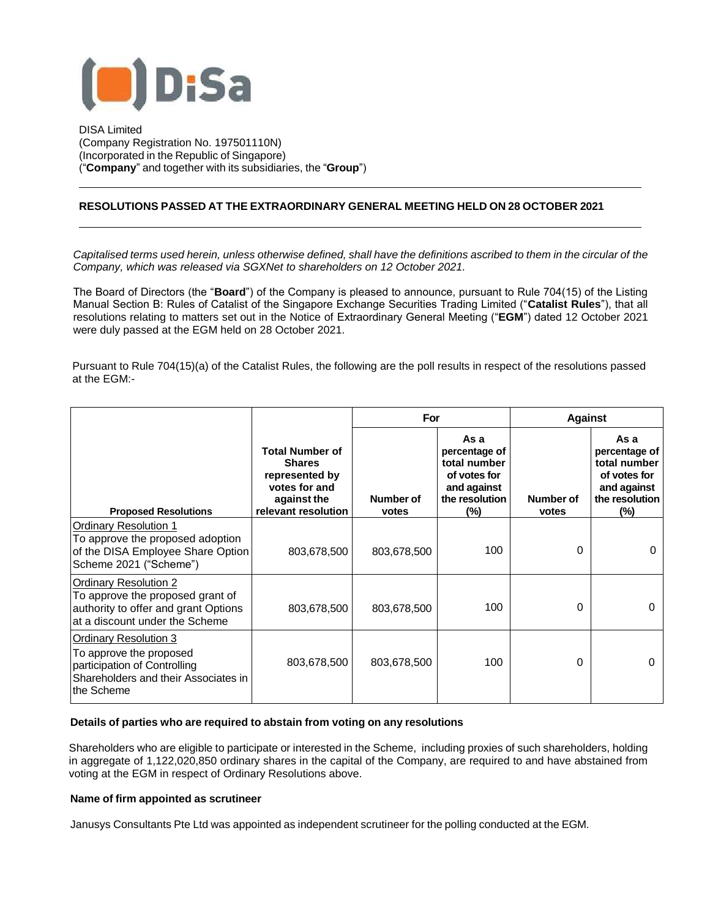DISA Limited
(Company Registration No. 197501110N)
(Incorporated in the Republic of Singapore)
("**Company**" and together with its subsidiaries, the "**Group**")

---

**RESOLUTIONS PASSED AT THE EXTRAORDINARY GENERAL MEETING HELD ON 28 OCTOBER 2021**

---

*Capitalised terms used herein, unless otherwise defined, shall have the definitions ascribed to them in the circular of the Company, which was released via SGXNet to shareholders on 12 October 2021.*

The Board of Directors (the "**Board**") of the Company is pleased to announce, pursuant to Rule 704(15) of the Listing Manual Section B: Rules of Catalist of the Singapore Exchange Securities Trading Limited ("**Catalist Rules**"), that all resolutions relating to matters set out in the Notice of Extraordinary General Meeting ("**EGM**") dated 12 October 2021 were duly passed at the EGM held on 28 October 2021.

Pursuant to Rule 704(15)(a) of the Catalist Rules, the following are the poll results in respect of the resolutions passed at the EGM:-

| | | For | | Against | |
|---|---|---|---|---|---|
| **Proposed Resolutions** | **Total Number of Shares represented by votes for and against the relevant resolution** | **Number of votes** | **As a percentage of total number of votes for and against the resolution (%)** | **Number of votes** | **As a percentage of total number of votes for and against the resolution (%)** |
| Ordinary Resolution 1<br>To approve the proposed adoption of the DISA Employee Share Option Scheme 2021 ("Scheme") | 803,678,500 | 803,678,500 | 100 | 0 | 0 |
| Ordinary Resolution 2<br>To approve the proposed grant of authority to offer and grant Options at a discount under the Scheme | 803,678,500 | 803,678,500 | 100 | 0 | 0 |
| Ordinary Resolution 3<br>To approve the proposed participation of Controlling Shareholders and their Associates in the Scheme | 803,678,500 | 803,678,500 | 100 | 0 | 0 |

**Details of parties who are required to abstain from voting on any resolutions**

Shareholders who are eligible to participate or interested in the Scheme, including proxies of such shareholders, holding in aggregate of 1,122,020,850 ordinary shares in the capital of the Company, are required to and have abstained from voting at the EGM in respect of Ordinary Resolutions above.

**Name of firm appointed as scrutineer**

Janusys Consultants Pte Ltd was appointed as independent scrutineer for the polling conducted at the EGM.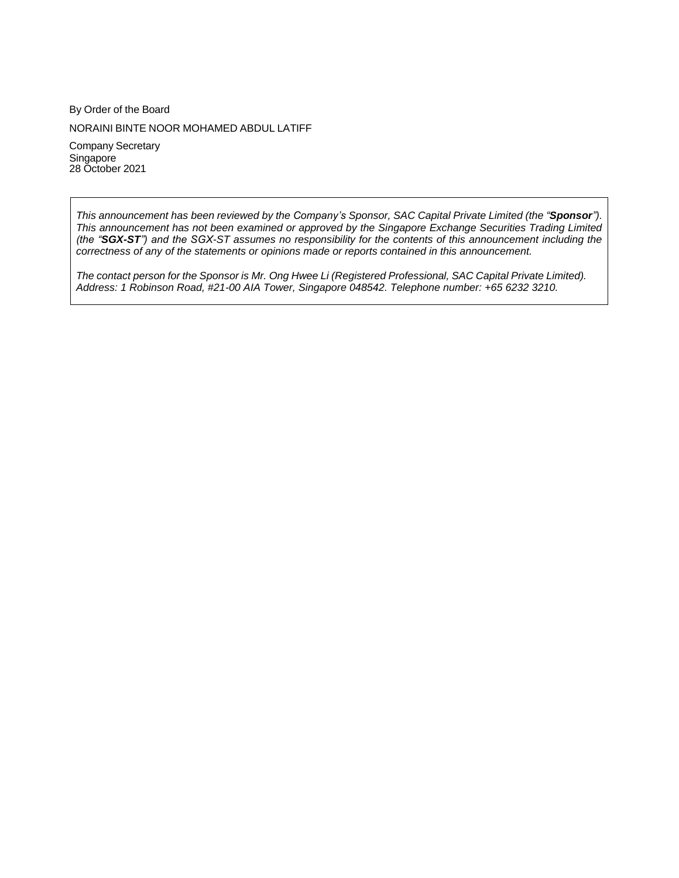By Order of the Board

NORAINI BINTE NOOR MOHAMED ABDUL LATIFF

Company Secretary
Singapore
28 October 2021

*This announcement has been reviewed by the Company's Sponsor, SAC Capital Private Limited (the "**Sponsor**"). This announcement has not been examined or approved by the Singapore Exchange Securities Trading Limited (the "**SGX-ST**") and the SGX-ST assumes no responsibility for the contents of this announcement including the correctness of any of the statements or opinions made or reports contained in this announcement.*

*The contact person for the Sponsor is Mr. Ong Hwee Li (Registered Professional, SAC Capital Private Limited). Address: 1 Robinson Road, #21-00 AIA Tower, Singapore 048542. Telephone number: +65 6232 3210.*